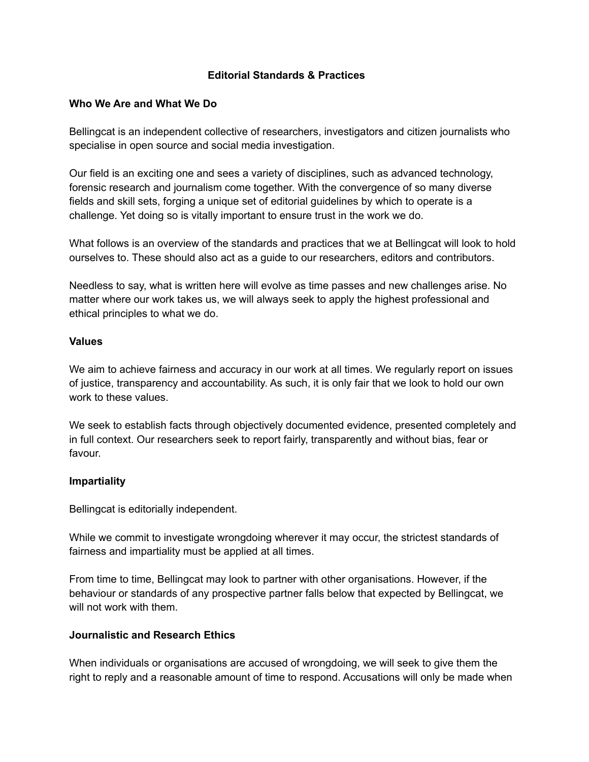# Editorial Standards & Practices

## Who We Are and What We Do

Bellingcat is an independent collective of researchers, investigators and citizen journalists who specialise in open source and social media investigation.

Our field is an exciting one and sees a variety of disciplines, such as advanced technology, forensic research and journalism come together. With the convergence of so many diverse fields and skill sets, forging a unique set of editorial guidelines by which to operate is a challenge. Yet doing so is vitally important to ensure trust in the work we do.

What follows is an overview of the standards and practices that we at Bellingcat will look to hold ourselves to. These should also act as a guide to our researchers, editors and contributors.

Needless to say, what is written here will evolve as time passes and new challenges arise. No matter where our work takes us, we will always seek to apply the highest professional and ethical principles to what we do.

## Values

We aim to achieve fairness and accuracy in our work at all times. We regularly report on issues of justice, transparency and accountability. As such, it is only fair that we look to hold our own work to these values.

We seek to establish facts through objectively documented evidence, presented completely and in full context. Our researchers seek to report fairly, transparently and without bias, fear or favour.

## Impartiality

Bellingcat is editorially independent.

While we commit to investigate wrongdoing wherever it may occur, the strictest standards of fairness and impartiality must be applied at all times.

From time to time, Bellingcat may look to partner with other organisations. However, if the behaviour or standards of any prospective partner falls below that expected by Bellingcat, we will not work with them.

## Journalistic and Research Ethics

When individuals or organisations are accused of wrongdoing, we will seek to give them the right to reply and a reasonable amount of time to respond. Accusations will only be made when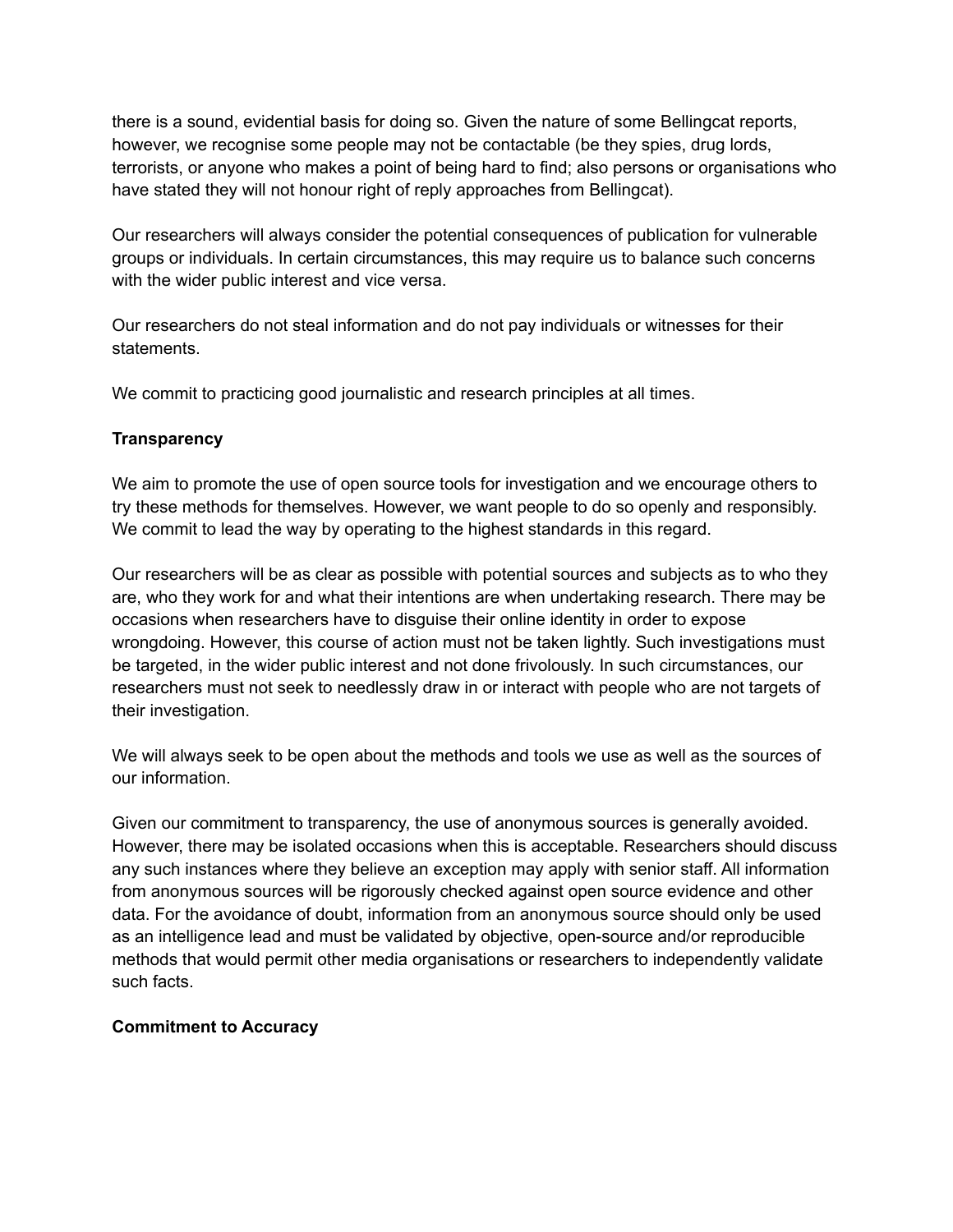there is a sound, evidential basis for doing so. Given the nature of some Bellingcat reports, however, we recognise some people may not be contactable (be they spies, drug lords, terrorists, or anyone who makes a point of being hard to find; also persons or organisations who have stated they will not honour right of reply approaches from Bellingcat).

Our researchers will always consider the potential consequences of publication for vulnerable groups or individuals. In certain circumstances, this may require us to balance such concerns with the wider public interest and vice versa.

Our researchers do not steal information and do not pay individuals or witnesses for their statements.

We commit to practicing good journalistic and research principles at all times.

**Transparency**

We aim to promote the use of open source tools for investigation and we encourage others to try these methods for themselves. However, we want people to do so openly and responsibly. We commit to lead the way by operating to the highest standards in this regard.

Our researchers will be as clear as possible with potential sources and subjects as to who they are, who they work for and what their intentions are when undertaking research. There may be occasions when researchers have to disguise their online identity in order to expose wrongdoing. However, this course of action must not be taken lightly. Such investigations must be targeted, in the wider public interest and not done frivolously. In such circumstances, our researchers must not seek to needlessly draw in or interact with people who are not targets of their investigation.

We will always seek to be open about the methods and tools we use as well as the sources of our information.

Given our commitment to transparency, the use of anonymous sources is generally avoided. However, there may be isolated occasions when this is acceptable. Researchers should discuss any such instances where they believe an exception may apply with senior staff. All information from anonymous sources will be rigorously checked against open source evidence and other data. For the avoidance of doubt, information from an anonymous source should only be used as an intelligence lead and must be validated by objective, open-source and/or reproducible methods that would permit other media organisations or researchers to independently validate such facts.

**Commitment to Accuracy**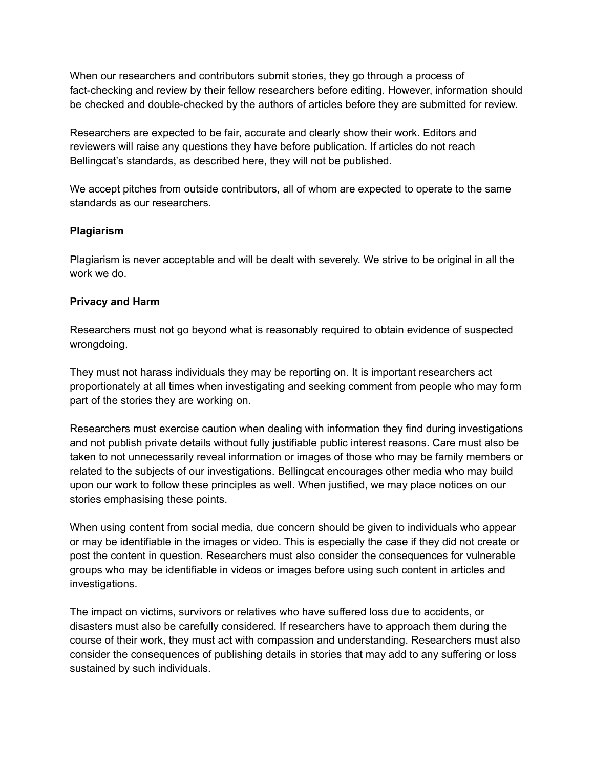When our researchers and contributors submit stories, they go through a process of fact-checking and review by their fellow researchers before editing. However, information should be checked and double-checked by the authors of articles before they are submitted for review.

Researchers are expected to be fair, accurate and clearly show their work. Editors and reviewers will raise any questions they have before publication. If articles do not reach Bellingcat's standards, as described here, they will not be published.

We accept pitches from outside contributors, all of whom are expected to operate to the same standards as our researchers.

**Plagiarism**

Plagiarism is never acceptable and will be dealt with severely. We strive to be original in all the work we do.

**Privacy and Harm**

Researchers must not go beyond what is reasonably required to obtain evidence of suspected wrongdoing.

They must not harass individuals they may be reporting on. It is important researchers act proportionately at all times when investigating and seeking comment from people who may form part of the stories they are working on.

Researchers must exercise caution when dealing with information they find during investigations and not publish private details without fully justifiable public interest reasons. Care must also be taken to not unnecessarily reveal information or images of those who may be family members or related to the subjects of our investigations. Bellingcat encourages other media who may build upon our work to follow these principles as well. When justified, we may place notices on our stories emphasising these points.

When using content from social media, due concern should be given to individuals who appear or may be identifiable in the images or video. This is especially the case if they did not create or post the content in question. Researchers must also consider the consequences for vulnerable groups who may be identifiable in videos or images before using such content in articles and investigations.

The impact on victims, survivors or relatives who have suffered loss due to accidents, or disasters must also be carefully considered. If researchers have to approach them during the course of their work, they must act with compassion and understanding. Researchers must also consider the consequences of publishing details in stories that may add to any suffering or loss sustained by such individuals.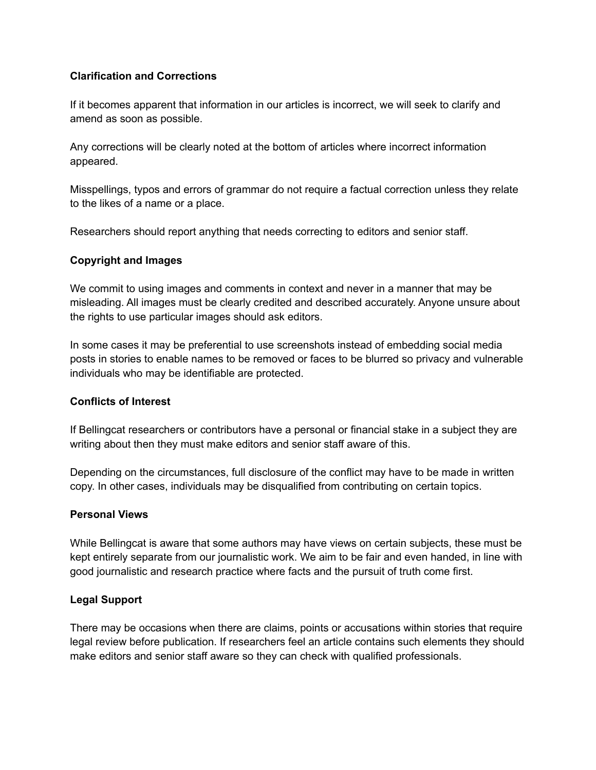**Clarification and Corrections**

If it becomes apparent that information in our articles is incorrect, we will seek to clarify and amend as soon as possible.

Any corrections will be clearly noted at the bottom of articles where incorrect information appeared.

Misspellings, typos and errors of grammar do not require a factual correction unless they relate to the likes of a name or a place.

Researchers should report anything that needs correcting to editors and senior staff.

**Copyright and Images**

We commit to using images and comments in context and never in a manner that may be misleading. All images must be clearly credited and described accurately. Anyone unsure about the rights to use particular images should ask editors.

In some cases it may be preferential to use screenshots instead of embedding social media posts in stories to enable names to be removed or faces to be blurred so privacy and vulnerable individuals who may be identifiable are protected.

**Conflicts of Interest**

If Bellingcat researchers or contributors have a personal or financial stake in a subject they are writing about then they must make editors and senior staff aware of this.

Depending on the circumstances, full disclosure of the conflict may have to be made in written copy. In other cases, individuals may be disqualified from contributing on certain topics.

**Personal Views**

While Bellingcat is aware that some authors may have views on certain subjects, these must be kept entirely separate from our journalistic work. We aim to be fair and even handed, in line with good journalistic and research practice where facts and the pursuit of truth come first.

**Legal Support**

There may be occasions when there are claims, points or accusations within stories that require legal review before publication. If researchers feel an article contains such elements they should make editors and senior staff aware so they can check with qualified professionals.